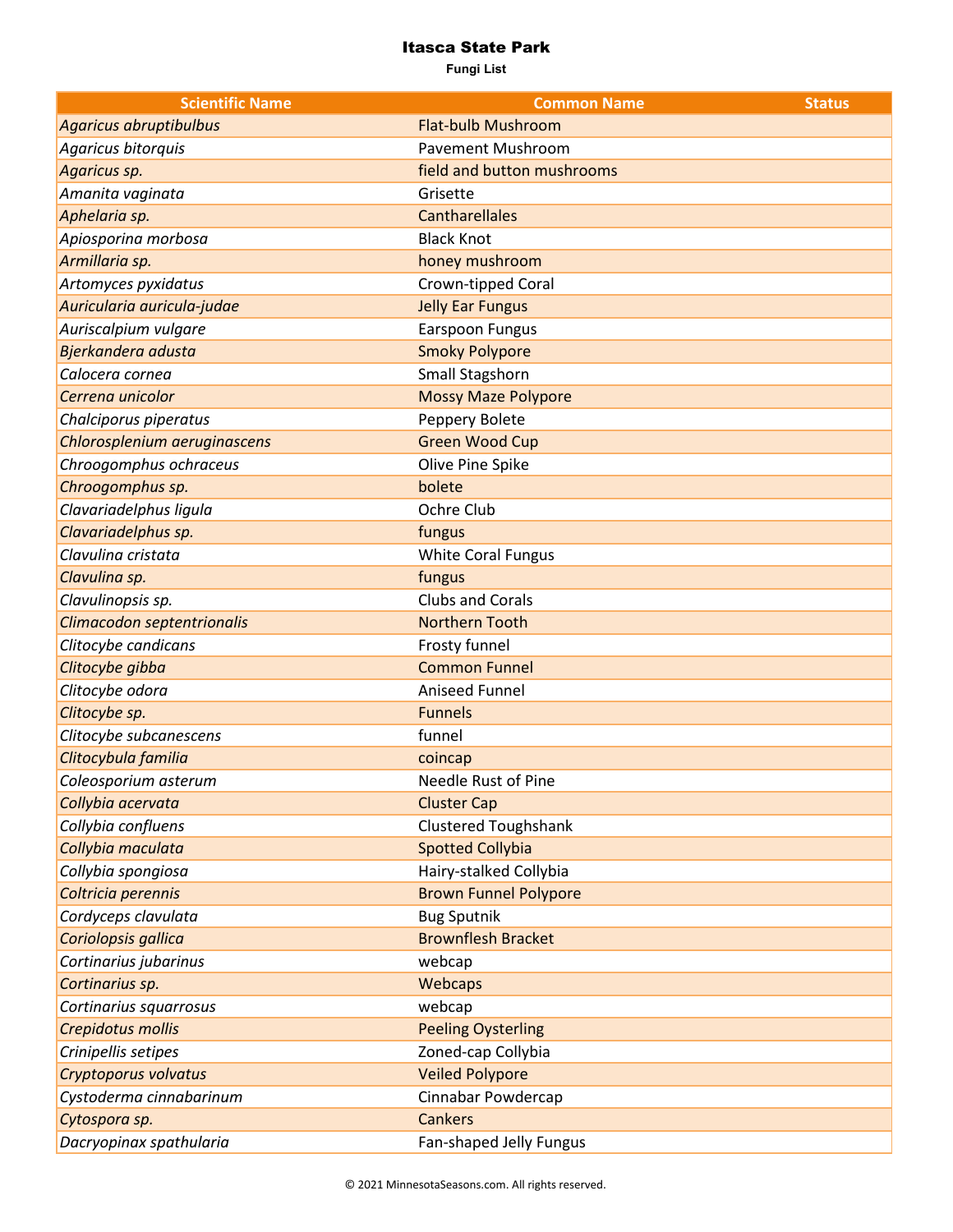# Itasca State Park

**Fungi List**

| Scientific Name | Common Name | Status |
|---|---|---|
| *Agaricus abruptibulbus* | Flat-bulb Mushroom | |
| *Agaricus bitorquis* | Pavement Mushroom | |
| *Agaricus sp.* | field and button mushrooms | |
| *Amanita vaginata* | Grisette | |
| *Aphelaria sp.* | Cantharellales | |
| *Apiosporina morbosa* | Black Knot | |
| *Armillaria sp.* | honey mushroom | |
| *Artomyces pyxidatus* | Crown-tipped Coral | |
| *Auricularia auricula-judae* | Jelly Ear Fungus | |
| *Auriscalpium vulgare* | Earspoon Fungus | |
| *Bjerkandera adusta* | Smoky Polypore | |
| *Calocera cornea* | Small Stagshorn | |
| *Cerrena unicolor* | Mossy Maze Polypore | |
| *Chalciporus piperatus* | Peppery Bolete | |
| *Chlorosplenium aeruginascens* | Green Wood Cup | |
| *Chroogomphus ochraceus* | Olive Pine Spike | |
| *Chroogomphus sp.* | bolete | |
| *Clavariadelphus ligula* | Ochre Club | |
| *Clavariadelphus sp.* | fungus | |
| *Clavulina cristata* | White Coral Fungus | |
| *Clavulina sp.* | fungus | |
| *Clavulinopsis sp.* | Clubs and Corals | |
| *Climacodon septentrionalis* | Northern Tooth | |
| *Clitocybe candicans* | Frosty funnel | |
| *Clitocybe gibba* | Common Funnel | |
| *Clitocybe odora* | Aniseed Funnel | |
| *Clitocybe sp.* | Funnels | |
| *Clitocybe subcanescens* | funnel | |
| *Clitocybula familia* | coincap | |
| *Coleosporium asterum* | Needle Rust of Pine | |
| *Collybia acervata* | Cluster Cap | |
| *Collybia confluens* | Clustered Toughshank | |
| *Collybia maculata* | Spotted Collybia | |
| *Collybia spongiosa* | Hairy-stalked Collybia | |
| *Coltricia perennis* | Brown Funnel Polypore | |
| *Cordyceps clavulata* | Bug Sputnik | |
| *Coriolopsis gallica* | Brownflesh Bracket | |
| *Cortinarius jubarinus* | webcap | |
| *Cortinarius sp.* | Webcaps | |
| *Cortinarius squarrosus* | webcap | |
| *Crepidotus mollis* | Peeling Oysterling | |
| *Crinipellis setipes* | Zoned-cap Collybia | |
| *Cryptoporus volvatus* | Veiled Polypore | |
| *Cystoderma cinnabarinum* | Cinnabar Powdercap | |
| *Cytospora sp.* | Cankers | |
| *Dacryopinax spathularia* | Fan-shaped Jelly Fungus | |

© 2021 MinnesotaSeasons.com. All rights reserved.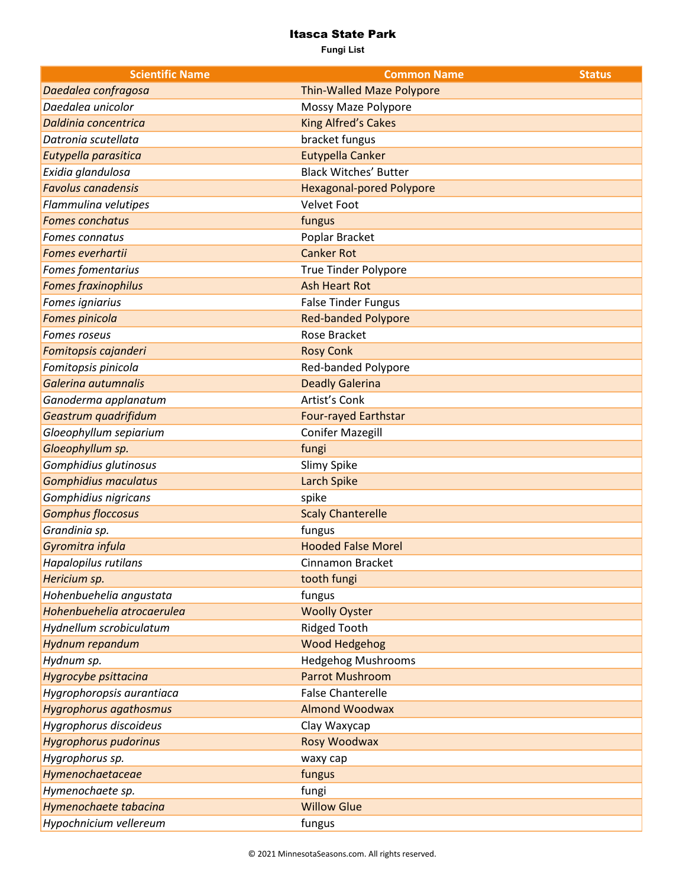# Itasca State Park

**Fungi List**

| Scientific Name | Common Name | Status |
|---|---|---|
| *Daedalea confragosa* | Thin-Walled Maze Polypore | |
| *Daedalea unicolor* | Mossy Maze Polypore | |
| *Daldinia concentrica* | King Alfred's Cakes | |
| *Datronia scutellata* | bracket fungus | |
| *Eutypella parasitica* | Eutypella Canker | |
| *Exidia glandulosa* | Black Witches' Butter | |
| *Favolus canadensis* | Hexagonal-pored Polypore | |
| *Flammulina velutipes* | Velvet Foot | |
| *Fomes conchatus* | fungus | |
| *Fomes connatus* | Poplar Bracket | |
| *Fomes everhartii* | Canker Rot | |
| *Fomes fomentarius* | True Tinder Polypore | |
| *Fomes fraxinophilus* | Ash Heart Rot | |
| *Fomes igniarius* | False Tinder Fungus | |
| *Fomes pinicola* | Red-banded Polypore | |
| *Fomes roseus* | Rose Bracket | |
| *Fomitopsis cajanderi* | Rosy Conk | |
| *Fomitopsis pinicola* | Red-banded Polypore | |
| *Galerina autumnalis* | Deadly Galerina | |
| *Ganoderma applanatum* | Artist's Conk | |
| *Geastrum quadrifidum* | Four-rayed Earthstar | |
| *Gloeophyllum sepiarium* | Conifer Mazegill | |
| *Gloeophyllum sp.* | fungi | |
| *Gomphidius glutinosus* | Slimy Spike | |
| *Gomphidius maculatus* | Larch Spike | |
| *Gomphidius nigricans* | spike | |
| *Gomphus floccosus* | Scaly Chanterelle | |
| *Grandinia sp.* | fungus | |
| *Gyromitra infula* | Hooded False Morel | |
| *Hapalopilus rutilans* | Cinnamon Bracket | |
| *Hericium sp.* | tooth fungi | |
| *Hohenbuehelia angustata* | fungus | |
| *Hohenbuehelia atrocaerulea* | Woolly Oyster | |
| *Hydnellum scrobiculatum* | Ridged Tooth | |
| *Hydnum repandum* | Wood Hedgehog | |
| *Hydnum sp.* | Hedgehog Mushrooms | |
| *Hygrocybe psittacina* | Parrot Mushroom | |
| *Hygrophoropsis aurantiaca* | False Chanterelle | |
| *Hygrophorus agathosmus* | Almond Woodwax | |
| *Hygrophorus discoideus* | Clay Waxycap | |
| *Hygrophorus pudorinus* | Rosy Woodwax | |
| *Hygrophorus sp.* | waxy cap | |
| *Hymenochaetaceae* | fungus | |
| *Hymenochaete sp.* | fungi | |
| *Hymenochaete tabacina* | Willow Glue | |
| *Hypochnicium vellereum* | fungus | |

© 2021 MinnesotaSeasons.com. All rights reserved.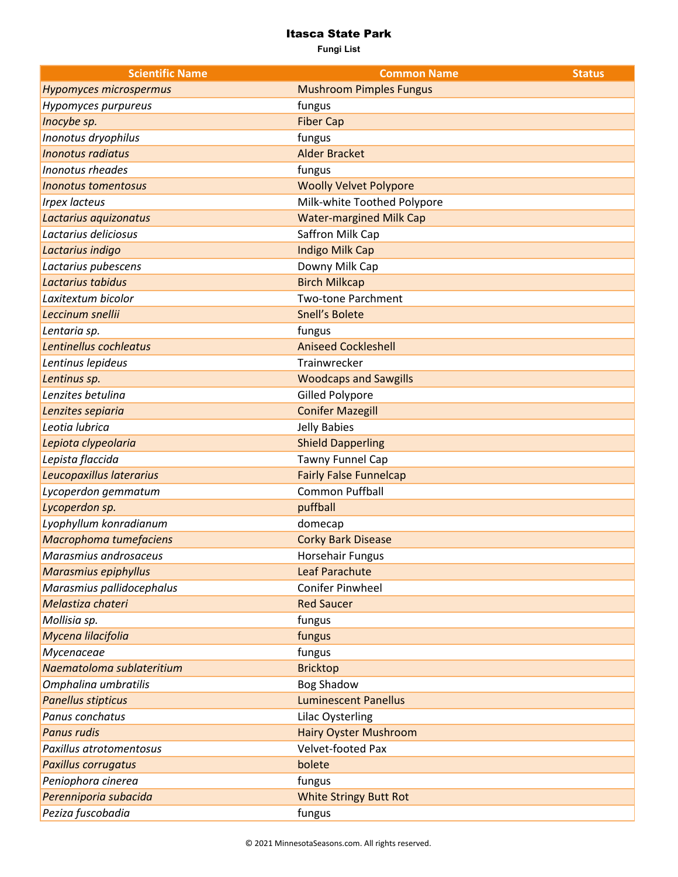# Itasca State Park

**Fungi List**

| Scientific Name | Common Name | Status |
|---|---|---|
| *Hypomyces microspermus* | Mushroom Pimples Fungus | |
| *Hypomyces purpureus* | fungus | |
| *Inocybe sp.* | Fiber Cap | |
| *Inonotus dryophilus* | fungus | |
| *Inonotus radiatus* | Alder Bracket | |
| *Inonotus rheades* | fungus | |
| *Inonotus tomentosus* | Woolly Velvet Polypore | |
| *Irpex lacteus* | Milk-white Toothed Polypore | |
| *Lactarius aquizonatus* | Water-margined Milk Cap | |
| *Lactarius deliciosus* | Saffron Milk Cap | |
| *Lactarius indigo* | Indigo Milk Cap | |
| *Lactarius pubescens* | Downy Milk Cap | |
| *Lactarius tabidus* | Birch Milkcap | |
| *Laxitextum bicolor* | Two-tone Parchment | |
| *Leccinum snellii* | Snell's Bolete | |
| *Lentaria sp.* | fungus | |
| *Lentinellus cochleatus* | Aniseed Cockleshell | |
| *Lentinus lepideus* | Trainwrecker | |
| *Lentinus sp.* | Woodcaps and Sawgills | |
| *Lenzites betulina* | Gilled Polypore | |
| *Lenzites sepiaria* | Conifer Mazegill | |
| *Leotia lubrica* | Jelly Babies | |
| *Lepiota clypeolaria* | Shield Dapperling | |
| *Lepista flaccida* | Tawny Funnel Cap | |
| *Leucopaxillus laterarius* | Fairly False Funnelcap | |
| *Lycoperdon gemmatum* | Common Puffball | |
| *Lycoperdon sp.* | puffball | |
| *Lyophyllum konradianum* | domecap | |
| *Macrophoma tumefaciens* | Corky Bark Disease | |
| *Marasmius androsaceus* | Horsehair Fungus | |
| *Marasmius epiphyllus* | Leaf Parachute | |
| *Marasmius pallidocephalus* | Conifer Pinwheel | |
| *Melastiza chateri* | Red Saucer | |
| *Mollisia sp.* | fungus | |
| *Mycena lilacifolia* | fungus | |
| *Mycenaceae* | fungus | |
| *Naematoloma sublateritium* | Bricktop | |
| *Omphalina umbratilis* | Bog Shadow | |
| *Panellus stipticus* | Luminescent Panellus | |
| *Panus conchatus* | Lilac Oysterling | |
| *Panus rudis* | Hairy Oyster Mushroom | |
| *Paxillus atrotomentosus* | Velvet-footed Pax | |
| *Paxillus corrugatus* | bolete | |
| *Peniophora cinerea* | fungus | |
| *Perenniporia subacida* | White Stringy Butt Rot | |
| *Peziza fuscobadia* | fungus | |

© 2021 MinnesotaSeasons.com. All rights reserved.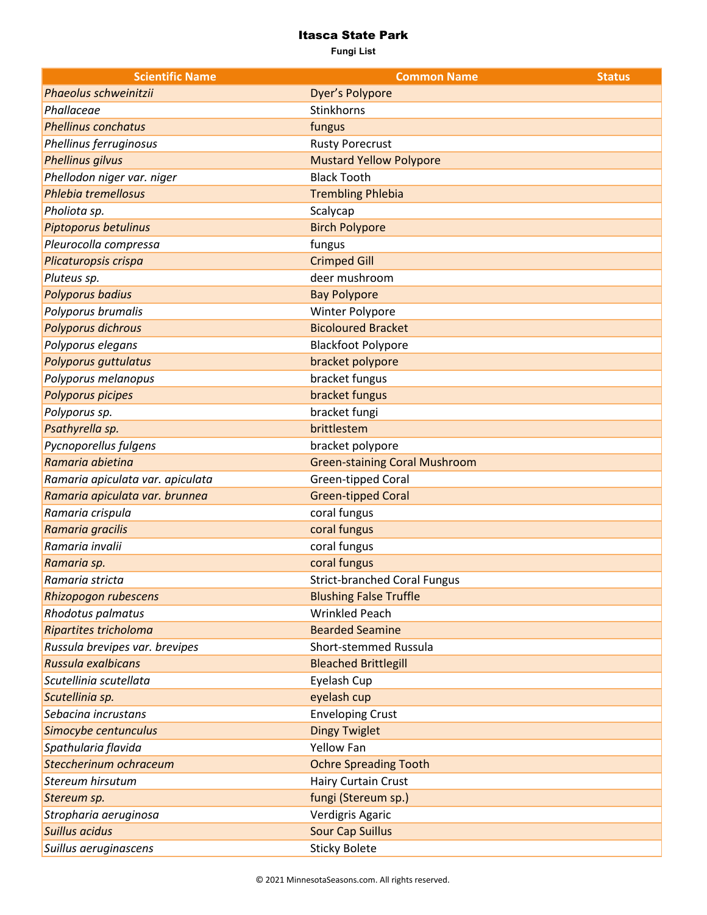# Itasca State Park

**Fungi List**

| Scientific Name | Common Name | Status |
|---|---|---|
| *Phaeolus schweinitzii* | Dyer's Polypore | |
| *Phallaceae* | Stinkhorns | |
| *Phellinus conchatus* | fungus | |
| *Phellinus ferruginosus* | Rusty Porecrust | |
| *Phellinus gilvus* | Mustard Yellow Polypore | |
| *Phellodon niger var. niger* | Black Tooth | |
| *Phlebia tremellosus* | Trembling Phlebia | |
| *Pholiota sp.* | Scalycap | |
| *Piptoporus betulinus* | Birch Polypore | |
| *Pleurocolla compressa* | fungus | |
| *Plicaturopsis crispa* | Crimped Gill | |
| *Pluteus sp.* | deer mushroom | |
| *Polyporus badius* | Bay Polypore | |
| *Polyporus brumalis* | Winter Polypore | |
| *Polyporus dichrous* | Bicoloured Bracket | |
| *Polyporus elegans* | Blackfoot Polypore | |
| *Polyporus guttulatus* | bracket polypore | |
| *Polyporus melanopus* | bracket fungus | |
| *Polyporus picipes* | bracket fungus | |
| *Polyporus sp.* | bracket fungi | |
| *Psathyrella sp.* | brittlestem | |
| *Pycnoporellus fulgens* | bracket polypore | |
| *Ramaria abietina* | Green-staining Coral Mushroom | |
| *Ramaria apiculata var. apiculata* | Green-tipped Coral | |
| *Ramaria apiculata var. brunnea* | Green-tipped Coral | |
| *Ramaria crispula* | coral fungus | |
| *Ramaria gracilis* | coral fungus | |
| *Ramaria invalii* | coral fungus | |
| *Ramaria sp.* | coral fungus | |
| *Ramaria stricta* | Strict-branched Coral Fungus | |
| *Rhizopogon rubescens* | Blushing False Truffle | |
| *Rhodotus palmatus* | Wrinkled Peach | |
| *Ripartites tricholoma* | Bearded Seamine | |
| *Russula brevipes var. brevipes* | Short-stemmed Russula | |
| *Russula exalbicans* | Bleached Brittlegill | |
| *Scutellinia scutellata* | Eyelash Cup | |
| *Scutellinia sp.* | eyelash cup | |
| *Sebacina incrustans* | Enveloping Crust | |
| *Simocybe centunculus* | Dingy Twiglet | |
| *Spathularia flavida* | Yellow Fan | |
| *Steccherinum ochraceum* | Ochre Spreading Tooth | |
| *Stereum hirsutum* | Hairy Curtain Crust | |
| *Stereum sp.* | fungi (Stereum sp.) | |
| *Stropharia aeruginosa* | Verdigris Agaric | |
| *Suillus acidus* | Sour Cap Suillus | |
| *Suillus aeruginascens* | Sticky Bolete | |

© 2021 MinnesotaSeasons.com. All rights reserved.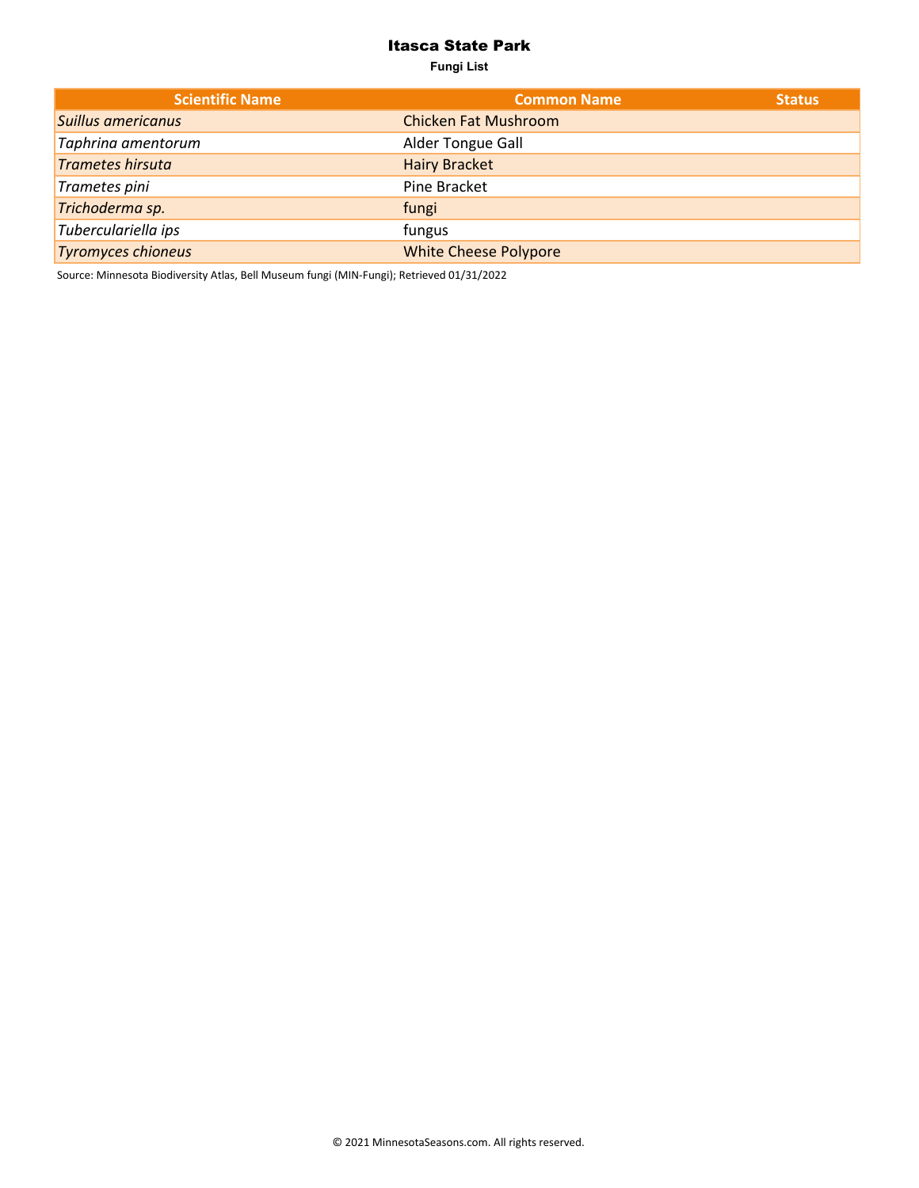# Itasca State Park

**Fungi List**

| Scientific Name | Common Name | Status |
|---|---|---|
| *Suillus americanus* | Chicken Fat Mushroom | |
| *Taphrina amentorum* | Alder Tongue Gall | |
| *Trametes hirsuta* | Hairy Bracket | |
| *Trametes pini* | Pine Bracket | |
| *Trichoderma sp.* | fungi | |
| *Tuberculariella ips* | fungus | |
| *Tyromyces chioneus* | White Cheese Polypore | |

Source: Minnesota Biodiversity Atlas, Bell Museum fungi (MIN-Fungi); Retrieved 01/31/2022

© 2021 MinnesotaSeasons.com. All rights reserved.